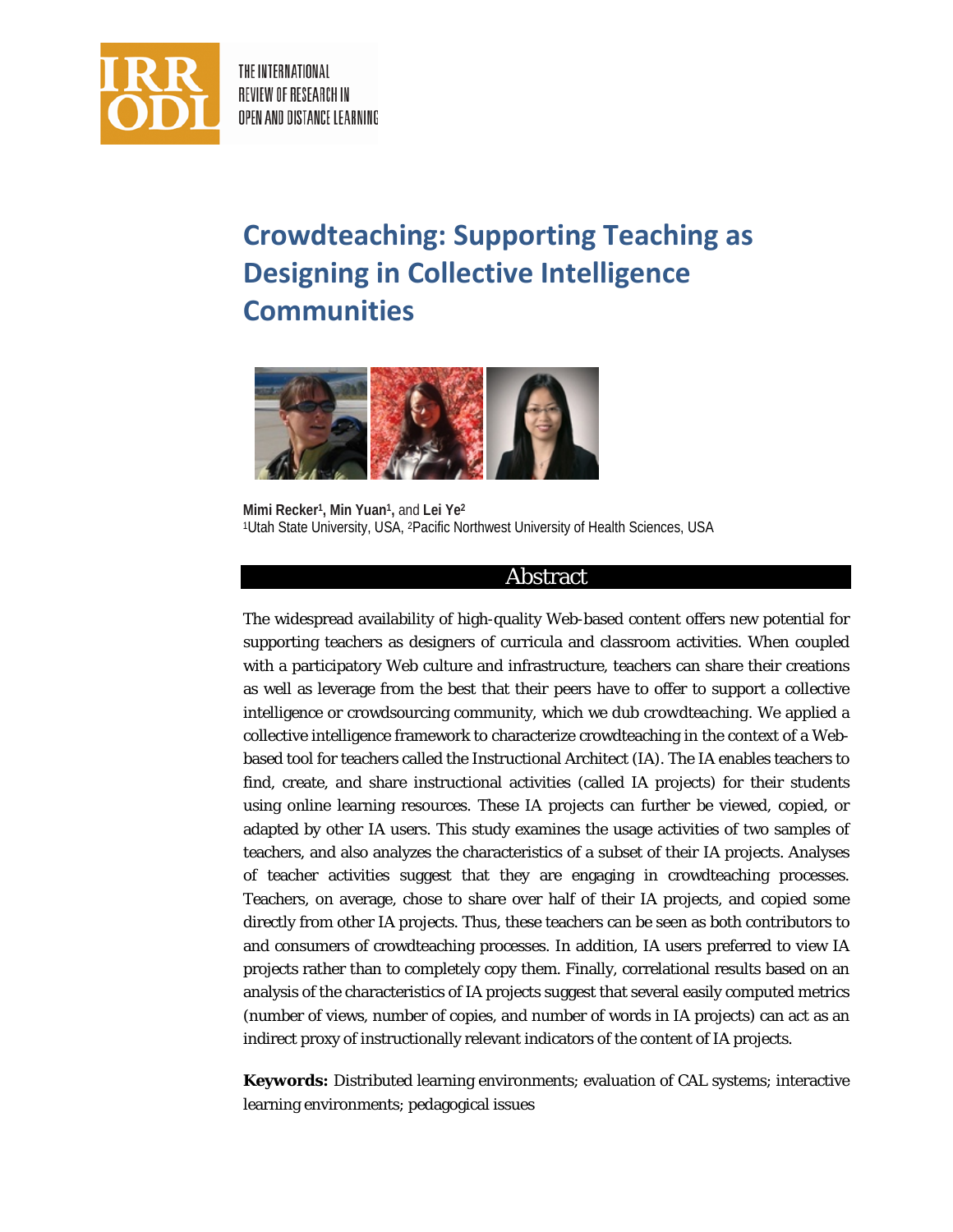# Crowdteaching: Supporting Teaching as Designing in Collective Intelligence Communities

**Mimi Recker**[1]**, Min Yuan**[1]**,** and **Lei Ye**[2]
[1]Utah State University, USA, [2]Pacific Northwest University of Health Sciences, USA

## Abstract

The widespread availability of high-quality Web-based content offers new potential for supporting teachers as designers of curricula and classroom activities. When coupled with a participatory Web culture and infrastructure, teachers can share their creations as well as leverage from the best that their peers have to offer to support a collective intelligence or crowdsourcing community, which we dub *crowdteaching*. We applied a collective intelligence framework to characterize crowdteaching in the context of a Web-based tool for teachers called the Instructional Architect (IA). The IA enables teachers to find, create, and share instructional activities (called IA projects) for their students using online learning resources. These IA projects can further be viewed, copied, or adapted by other IA users. This study examines the usage activities of two samples of teachers, and also analyzes the characteristics of a subset of their IA projects. Analyses of teacher activities suggest that they are engaging in crowdteaching processes. Teachers, on average, chose to share over half of their IA projects, and copied some directly from other IA projects. Thus, these teachers can be seen as both contributors to and consumers of crowdteaching processes. In addition, IA users preferred to view IA projects rather than to completely copy them. Finally, correlational results based on an analysis of the characteristics of IA projects suggest that several easily computed metrics (number of views, number of copies, and number of words in IA projects) can act as an indirect proxy of instructionally relevant indicators of the content of IA projects.

**Keywords:** Distributed learning environments; evaluation of CAL systems; interactive learning environments; pedagogical issues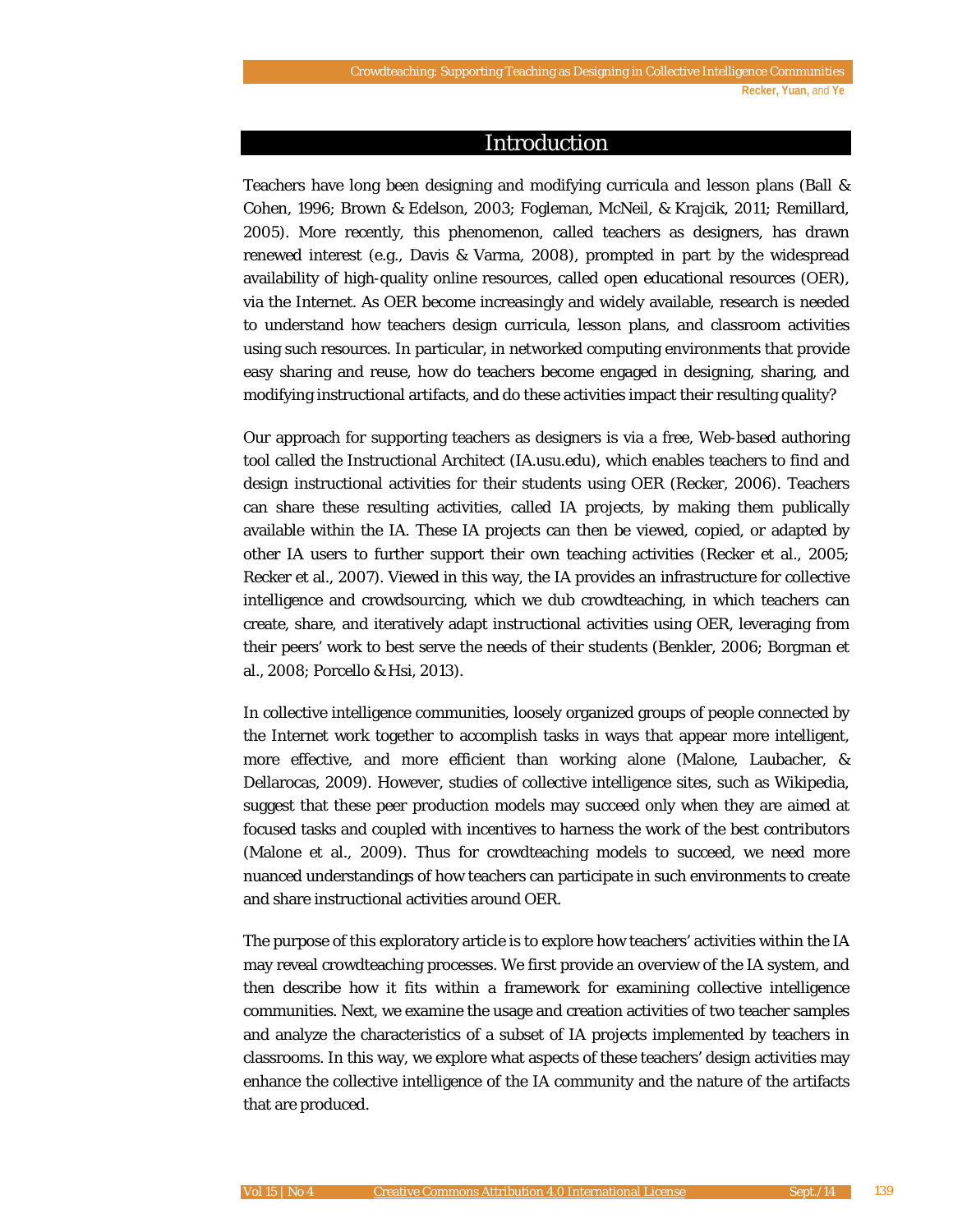## Introduction

Teachers have long been designing and modifying curricula and lesson plans (Ball & Cohen, 1996; Brown & Edelson, 2003; Fogleman, McNeil, & Krajcik, 2011; Remillard, 2005). More recently, this phenomenon, called teachers as designers, has drawn renewed interest (e.g., Davis & Varma, 2008), prompted in part by the widespread availability of high-quality online resources, called open educational resources (OER), via the Internet. As OER become increasingly and widely available, research is needed to understand how teachers design curricula, lesson plans, and classroom activities using such resources. In particular, in networked computing environments that provide easy sharing and reuse, how do teachers become engaged in designing, sharing, and modifying instructional artifacts, and do these activities impact their resulting quality?

Our approach for supporting teachers as designers is via a free, Web-based authoring tool called the Instructional Architect (IA.usu.edu), which enables teachers to find and design instructional activities for their students using OER (Recker, 2006). Teachers can share these resulting activities, called IA projects, by making them publically available within the IA. These IA projects can then be viewed, copied, or adapted by other IA users to further support their own teaching activities (Recker et al., 2005; Recker et al., 2007). Viewed in this way, the IA provides an infrastructure for collective intelligence and crowdsourcing, which we dub crowdteaching, in which teachers can create, share, and iteratively adapt instructional activities using OER, leveraging from their peers' work to best serve the needs of their students (Benkler, 2006; Borgman et al., 2008; Porcello & Hsi, 2013).

In collective intelligence communities, loosely organized groups of people connected by the Internet work together to accomplish tasks in ways that appear more intelligent, more effective, and more efficient than working alone (Malone, Laubacher, & Dellarocas, 2009). However, studies of collective intelligence sites, such as Wikipedia, suggest that these peer production models may succeed only when they are aimed at focused tasks and coupled with incentives to harness the work of the best contributors (Malone et al., 2009). Thus for crowdteaching models to succeed, we need more nuanced understandings of how teachers can participate in such environments to create and share instructional activities around OER.

The purpose of this exploratory article is to explore how teachers' activities within the IA may reveal crowdteaching processes. We first provide an overview of the IA system, and then describe how it fits within a framework for examining collective intelligence communities. Next, we examine the usage and creation activities of two teacher samples and analyze the characteristics of a subset of IA projects implemented by teachers in classrooms. In this way, we explore what aspects of these teachers' design activities may enhance the collective intelligence of the IA community and the nature of the artifacts that are produced.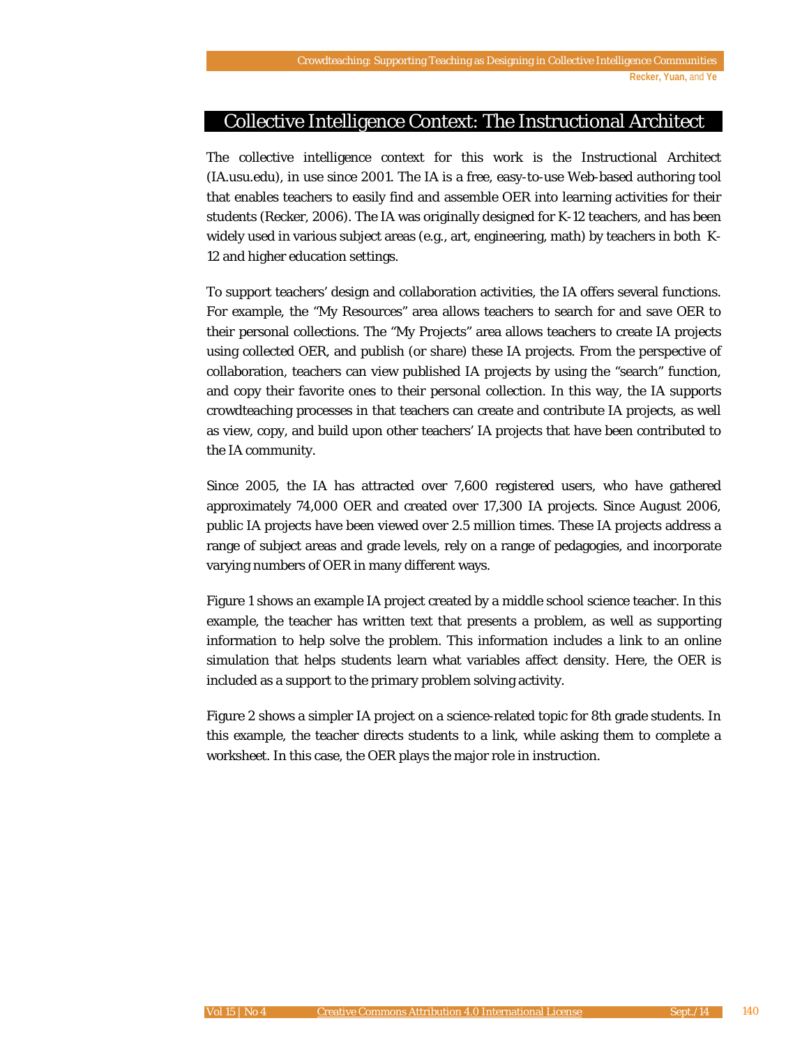## Collective Intelligence Context: The Instructional Architect

The collective intelligence context for this work is the Instructional Architect (IA.usu.edu), in use since 2001. The IA is a free, easy-to-use Web-based authoring tool that enables teachers to easily find and assemble OER into learning activities for their students (Recker, 2006). The IA was originally designed for K-12 teachers, and has been widely used in various subject areas (e.g., art, engineering, math) by teachers in both K-12 and higher education settings.

To support teachers' design and collaboration activities, the IA offers several functions. For example, the "My Resources" area allows teachers to search for and save OER to their personal collections. The "My Projects" area allows teachers to create IA projects using collected OER, and publish (or share) these IA projects. From the perspective of collaboration, teachers can view published IA projects by using the "search" function, and copy their favorite ones to their personal collection. In this way, the IA supports crowdteaching processes in that teachers can create and contribute IA projects, as well as view, copy, and build upon other teachers' IA projects that have been contributed to the IA community.

Since 2005, the IA has attracted over 7,600 registered users, who have gathered approximately 74,000 OER and created over 17,300 IA projects. Since August 2006, public IA projects have been viewed over 2.5 million times. These IA projects address a range of subject areas and grade levels, rely on a range of pedagogies, and incorporate varying numbers of OER in many different ways.

Figure 1 shows an example IA project created by a middle school science teacher. In this example, the teacher has written text that presents a problem, as well as supporting information to help solve the problem. This information includes a link to an online simulation that helps students learn what variables affect density. Here, the OER is included as a support to the primary problem solving activity.

Figure 2 shows a simpler IA project on a science-related topic for 8th grade students. In this example, the teacher directs students to a link, while asking them to complete a worksheet. In this case, the OER plays the major role in instruction.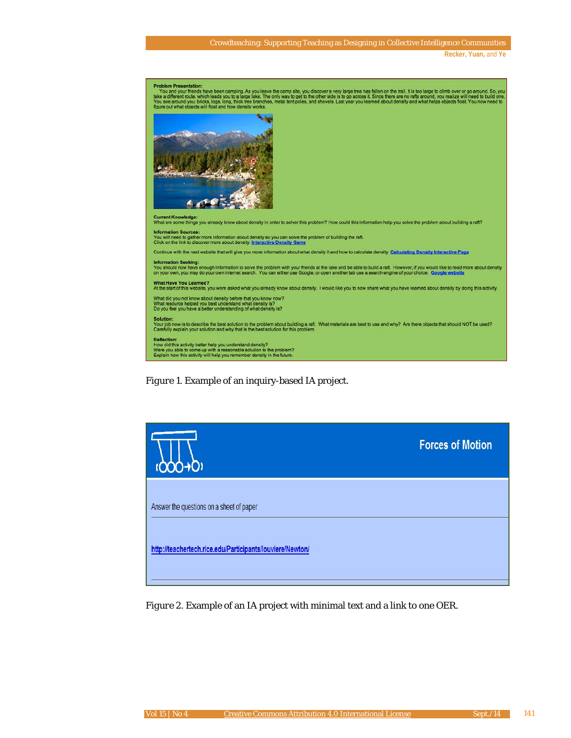**Problem Presentation:**
You and your friends have been camping. As you leave the camp site, you discover a very large tree has fallen on the trail. It is too large to climb over or go around. So, you take a different route, which leads you to a large lake. The only way to get to the other side is to go across it. Since there are no rafts around, you realize will need to build one. You see around you: bricks, logs, long, thick tree branches, metal tent poles, and shovels. Last year you learned about density and what helps objects float. You now need to figure out what objects will float and how density works.

**Current Knowledge:**
What are some things you already knew about density in order to solver this problem? How could this information help you solve the problem about building a raft?

**Information Sources:**
You will need to gather more information about density so you can solve the problem of building the raft.
Click on the link to discover more about density. Interactive Density Game

Continue with the next website that will give you more information about what density it and how to calculate density. Calculating Density Interactive Page

**Information Seeking:**
You should now have enough information to solve the problem with your friends at the lake and be able to build a raft. However, if you would like to read more about density on your own, you may do your own internet search. You can either use Google, or open another tab use a search engine of your choice. Google website

**What Have You Learned?**
At the start of this website, you were asked what you already know about density. I would like you to now share what you have learned about density by doing this activity.

What did you not know about density before that you know now?
What resource helped you best understand what density is?
Do you feel you have a better understanding of what density is?

**Solution:**
Your job now is to describe the best solution to the problem about building a raft. What materials are best to use and why? Are there objects that should NOT be used? Carefully explain your solution and why that is the best solution for this problem.

**Reflection:**
How did this activity better help you understand density?
Were you able to come up with a reasonable solution to the problem?
Explain how this activity will help you remember density in the future.

*Figure 1.* Example of an inquiry-based IA project.

**Forces of Motion**

Answer the questions on a sheet of paper

http://teachertech.rice.edu/Participants/louviere/Newton/

*Figure 2.* Example of an IA project with minimal text and a link to one OER.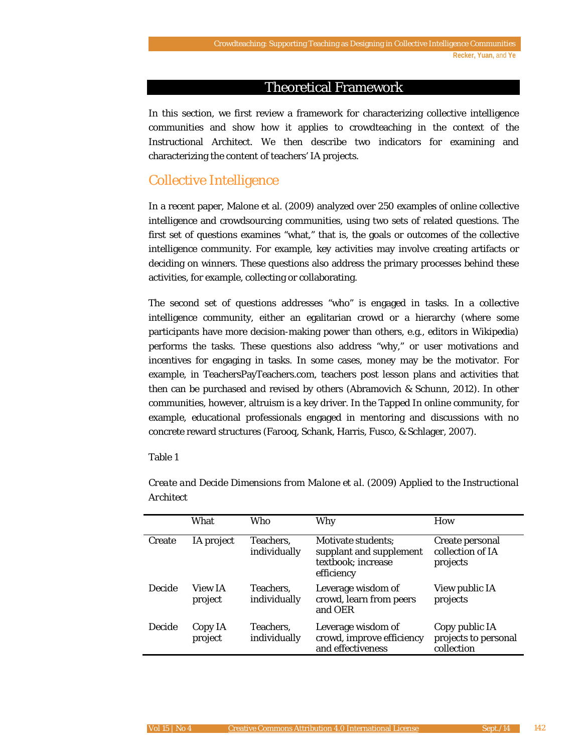# Theoretical Framework

In this section, we first review a framework for characterizing collective intelligence communities and show how it applies to crowdteaching in the context of the Instructional Architect. We then describe two indicators for examining and characterizing the content of teachers' IA projects.

## Collective Intelligence

In a recent paper, Malone et al. (2009) analyzed over 250 examples of online collective intelligence and crowdsourcing communities, using two sets of related questions. The first set of questions examines "what," that is, the goals or outcomes of the collective intelligence community. For example, key activities may involve creating artifacts or deciding on winners. These questions also address the primary processes behind these activities, for example, collecting or collaborating.

The second set of questions addresses "who" is engaged in tasks. In a collective intelligence community, either an egalitarian crowd or a hierarchy (where some participants have more decision-making power than others, e.g., editors in Wikipedia) performs the tasks. These questions also address "why," or user motivations and incentives for engaging in tasks. In some cases, money may be the motivator. For example, in TeachersPayTeachers.com, teachers post lesson plans and activities that then can be purchased and revised by others (Abramovich & Schunn, 2012). In other communities, however, altruism is a key driver. In the Tapped In online community, for example, educational professionals engaged in mentoring and discussions with no concrete reward structures (Farooq, Schank, Harris, Fusco, & Schlager, 2007).

Table 1

*Create and Decide Dimensions from Malone et al. (2009) Applied to the Instructional Architect*

| | What | Who | Why | How |
|---|---|---|---|---|
| Create | IA project | Teachers, individually | Motivate students; supplant and supplement textbook; increase efficiency | Create personal collection of IA projects |
| Decide | View IA project | Teachers, individually | Leverage wisdom of crowd, learn from peers and OER | View public IA projects |
| Decide | Copy IA project | Teachers, individually | Leverage wisdom of crowd, improve efficiency and effectiveness | Copy public IA projects to personal collection |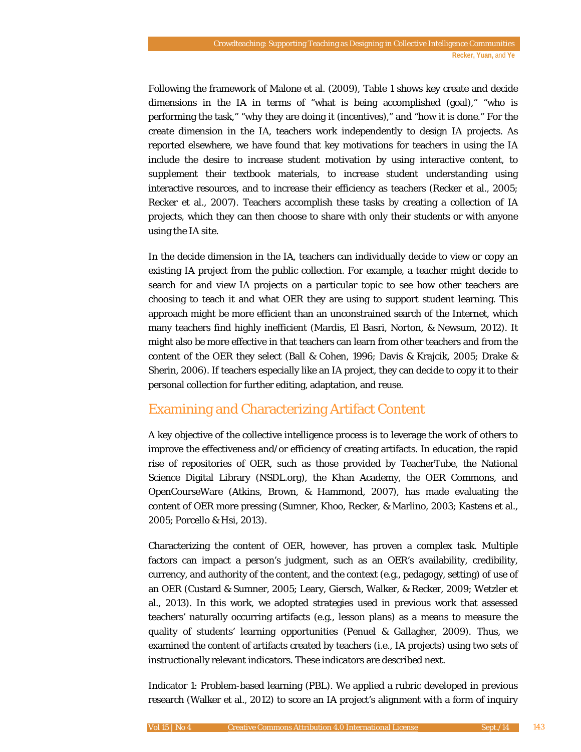Following the framework of Malone et al. (2009), Table 1 shows key create and decide dimensions in the IA in terms of "what is being accomplished (goal)," "who is performing the task," "why they are doing it (incentives)," and "how it is done." For the create dimension in the IA, teachers work independently to design IA projects. As reported elsewhere, we have found that key motivations for teachers in using the IA include the desire to increase student motivation by using interactive content, to supplement their textbook materials, to increase student understanding using interactive resources, and to increase their efficiency as teachers (Recker et al., 2005; Recker et al., 2007). Teachers accomplish these tasks by creating a collection of IA projects, which they can then choose to share with only their students or with anyone using the IA site.

In the decide dimension in the IA, teachers can individually decide to view or copy an existing IA project from the public collection. For example, a teacher might decide to search for and view IA projects on a particular topic to see how other teachers are choosing to teach it and what OER they are using to support student learning. This approach might be more efficient than an unconstrained search of the Internet, which many teachers find highly inefficient (Mardis, El Basri, Norton, & Newsum, 2012). It might also be more effective in that teachers can learn from other teachers and from the content of the OER they select (Ball & Cohen, 1996; Davis & Krajcik, 2005; Drake & Sherin, 2006). If teachers especially like an IA project, they can decide to copy it to their personal collection for further editing, adaptation, and reuse.

## Examining and Characterizing Artifact Content

A key objective of the collective intelligence process is to leverage the work of others to improve the effectiveness and/or efficiency of creating artifacts. In education, the rapid rise of repositories of OER, such as those provided by TeacherTube, the National Science Digital Library (NSDL.org), the Khan Academy, the OER Commons, and OpenCourseWare (Atkins, Brown, & Hammond, 2007), has made evaluating the content of OER more pressing (Sumner, Khoo, Recker, & Marlino, 2003; Kastens et al., 2005; Porcello & Hsi, 2013).

Characterizing the content of OER, however, has proven a complex task. Multiple factors can impact a person's judgment, such as an OER's availability, credibility, currency, and authority of the content, and the context (e.g., pedagogy, setting) of use of an OER (Custard & Sumner, 2005; Leary, Giersch, Walker, & Recker, 2009; Wetzler et al., 2013). In this work, we adopted strategies used in previous work that assessed teachers' naturally occurring artifacts (e.g., lesson plans) as a means to measure the quality of students' learning opportunities (Penuel & Gallagher, 2009). Thus, we examined the content of artifacts created by teachers (i.e., IA projects) using two sets of instructionally relevant indicators. These indicators are described next.

Indicator 1: Problem-based learning (PBL). We applied a rubric developed in previous research (Walker et al., 2012) to score an IA project's alignment with a form of inquiry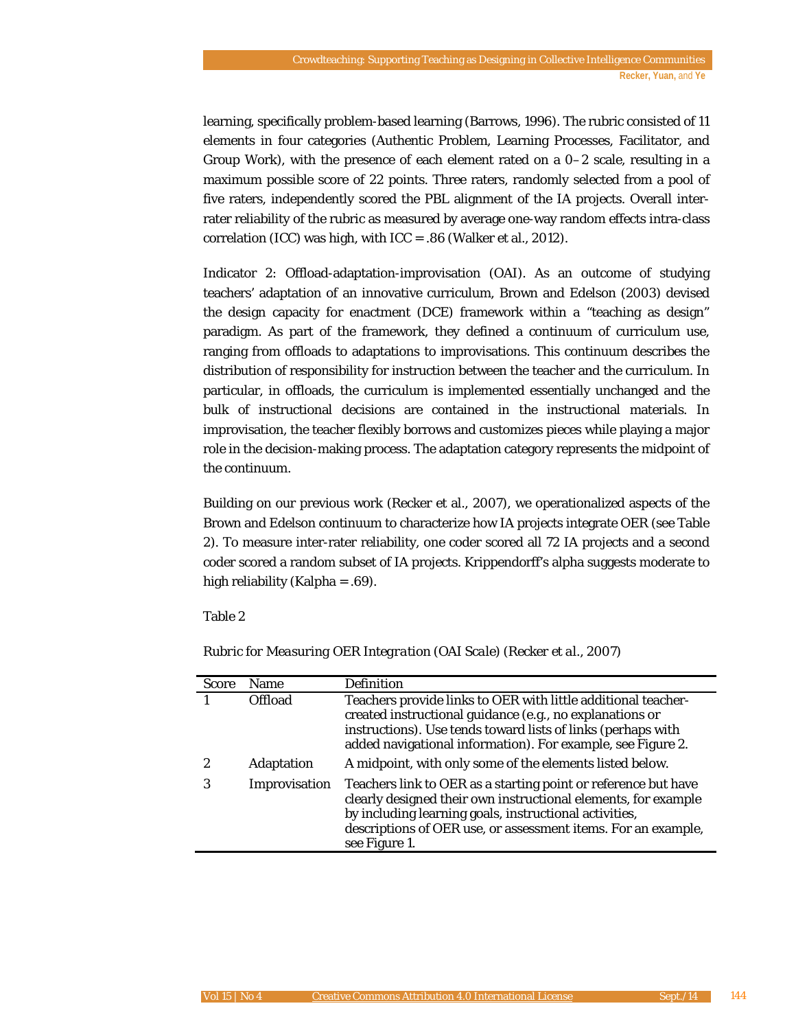learning, specifically problem-based learning (Barrows, 1996). The rubric consisted of 11 elements in four categories (Authentic Problem, Learning Processes, Facilitator, and Group Work), with the presence of each element rated on a 0–2 scale, resulting in a maximum possible score of 22 points. Three raters, randomly selected from a pool of five raters, independently scored the PBL alignment of the IA projects. Overall inter-rater reliability of the rubric as measured by average one-way random effects intra-class correlation (ICC) was high, with ICC = .86 (Walker et al., 2012).

Indicator 2: Offload-adaptation-improvisation (OAI). As an outcome of studying teachers' adaptation of an innovative curriculum, Brown and Edelson (2003) devised the design capacity for enactment (DCE) framework within a "teaching as design" paradigm. As part of the framework, they defined a continuum of curriculum use, ranging from offloads to adaptations to improvisations. This continuum describes the distribution of responsibility for instruction between the teacher and the curriculum. In particular, in offloads, the curriculum is implemented essentially unchanged and the bulk of instructional decisions are contained in the instructional materials. In improvisation, the teacher flexibly borrows and customizes pieces while playing a major role in the decision-making process. The adaptation category represents the midpoint of the continuum.

Building on our previous work (Recker et al., 2007), we operationalized aspects of the Brown and Edelson continuum to characterize how IA projects integrate OER (see Table 2). To measure inter-rater reliability, one coder scored all 72 IA projects and a second coder scored a random subset of IA projects. Krippendorff's alpha suggests moderate to high reliability (Kalpha = .69).

Table 2

*Rubric for Measuring OER Integration (OAI Scale) (Recker et al., 2007)*

| Score | Name | Definition |
|---|---|---|
| 1 | Offload | Teachers provide links to OER with little additional teacher-created instructional guidance (e.g., no explanations or instructions). Use tends toward lists of links (perhaps with added navigational information). For example, see Figure 2. |
| 2 | Adaptation | A midpoint, with only some of the elements listed below. |
| 3 | Improvisation | Teachers link to OER as a starting point or reference but have clearly designed their own instructional elements, for example by including learning goals, instructional activities, descriptions of OER use, or assessment items. For an example, see Figure 1. |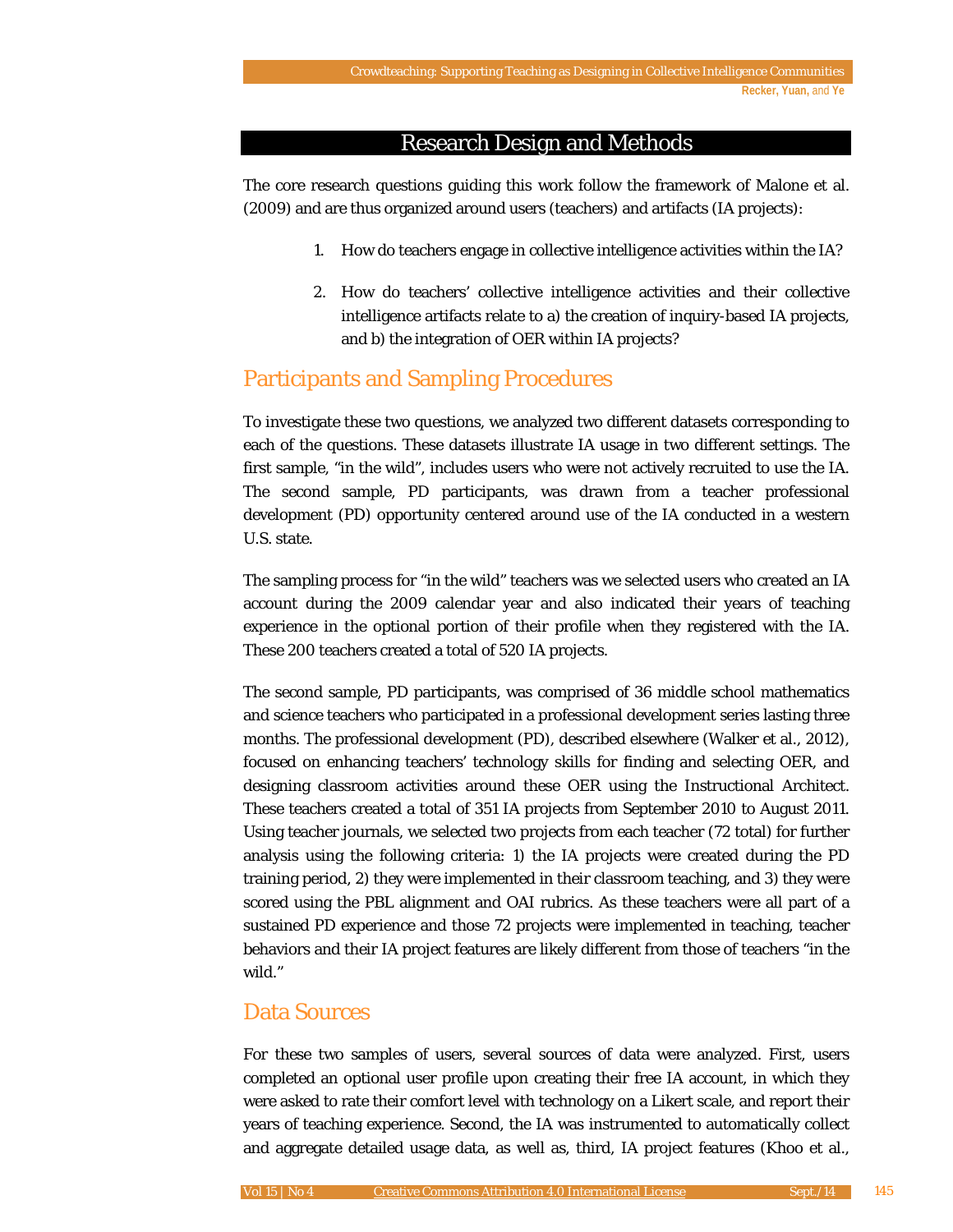## Research Design and Methods

The core research questions guiding this work follow the framework of Malone et al. (2009) and are thus organized around users (teachers) and artifacts (IA projects):

1. How do teachers engage in collective intelligence activities within the IA?
2. How do teachers' collective intelligence activities and their collective intelligence artifacts relate to a) the creation of inquiry-based IA projects, and b) the integration of OER within IA projects?

### Participants and Sampling Procedures

To investigate these two questions, we analyzed two different datasets corresponding to each of the questions. These datasets illustrate IA usage in two different settings. The first sample, "in the wild", includes users who were not actively recruited to use the IA. The second sample, PD participants, was drawn from a teacher professional development (PD) opportunity centered around use of the IA conducted in a western U.S. state.

The sampling process for "in the wild" teachers was we selected users who created an IA account during the 2009 calendar year and also indicated their years of teaching experience in the optional portion of their profile when they registered with the IA. These 200 teachers created a total of 520 IA projects.

The second sample, PD participants, was comprised of 36 middle school mathematics and science teachers who participated in a professional development series lasting three months. The professional development (PD), described elsewhere (Walker et al., 2012), focused on enhancing teachers' technology skills for finding and selecting OER, and designing classroom activities around these OER using the Instructional Architect. These teachers created a total of 351 IA projects from September 2010 to August 2011. Using teacher journals, we selected two projects from each teacher (72 total) for further analysis using the following criteria: 1) the IA projects were created during the PD training period, 2) they were implemented in their classroom teaching, and 3) they were scored using the PBL alignment and OAI rubrics. As these teachers were all part of a sustained PD experience and those 72 projects were implemented in teaching, teacher behaviors and their IA project features are likely different from those of teachers "in the wild."

### Data Sources

For these two samples of users, several sources of data were analyzed. First, users completed an optional user profile upon creating their free IA account, in which they were asked to rate their comfort level with technology on a Likert scale, and report their years of teaching experience. Second, the IA was instrumented to automatically collect and aggregate detailed usage data, as well as, third, IA project features (Khoo et al.,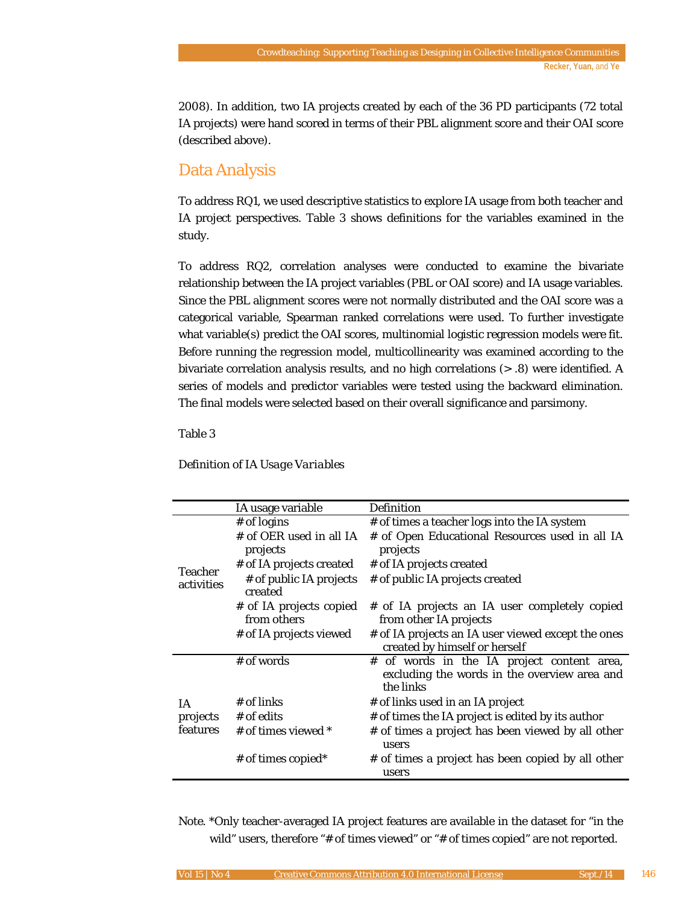2008). In addition, two IA projects created by each of the 36 PD participants (72 total IA projects) were hand scored in terms of their PBL alignment score and their OAI score (described above).

## Data Analysis

To address RQ1, we used descriptive statistics to explore IA usage from both teacher and IA project perspectives. Table 3 shows definitions for the variables examined in the study.

To address RQ2, correlation analyses were conducted to examine the bivariate relationship between the IA project variables (PBL or OAI score) and IA usage variables. Since the PBL alignment scores were not normally distributed and the OAI score was a categorical variable, Spearman ranked correlations were used. To further investigate what variable(s) predict the OAI scores, multinomial logistic regression models were fit. Before running the regression model, multicollinearity was examined according to the bivariate correlation analysis results, and no high correlations (> .8) were identified. A series of models and predictor variables were tested using the backward elimination. The final models were selected based on their overall significance and parsimony.

Table 3

*Definition of IA Usage Variables*

| | IA usage variable | Definition |
|---|---|---|
| Teacher activities | # of logins | # of times a teacher logs into the IA system |
| | # of OER used in all IA projects | # of Open Educational Resources used in all IA projects |
| | # of IA projects created | # of IA projects created |
| | # of public IA projects created | # of public IA projects created |
| | # of IA projects copied from others | # of IA projects an IA user completely copied from other IA projects |
| | # of IA projects viewed | # of IA projects an IA user viewed except the ones created by himself or herself |
| IA projects features | # of words | # of words in the IA project content area, excluding the words in the overview area and the links |
| | # of links | # of links used in an IA project |
| | # of edits | # of times the IA project is edited by its author |
| | # of times viewed * | # of times a project has been viewed by all other users |
| | # of times copied* | # of times a project has been copied by all other users |

Note. *Only teacher-averaged IA project features are available in the dataset for "in the wild" users, therefore "# of times viewed" or "# of times copied" are not reported.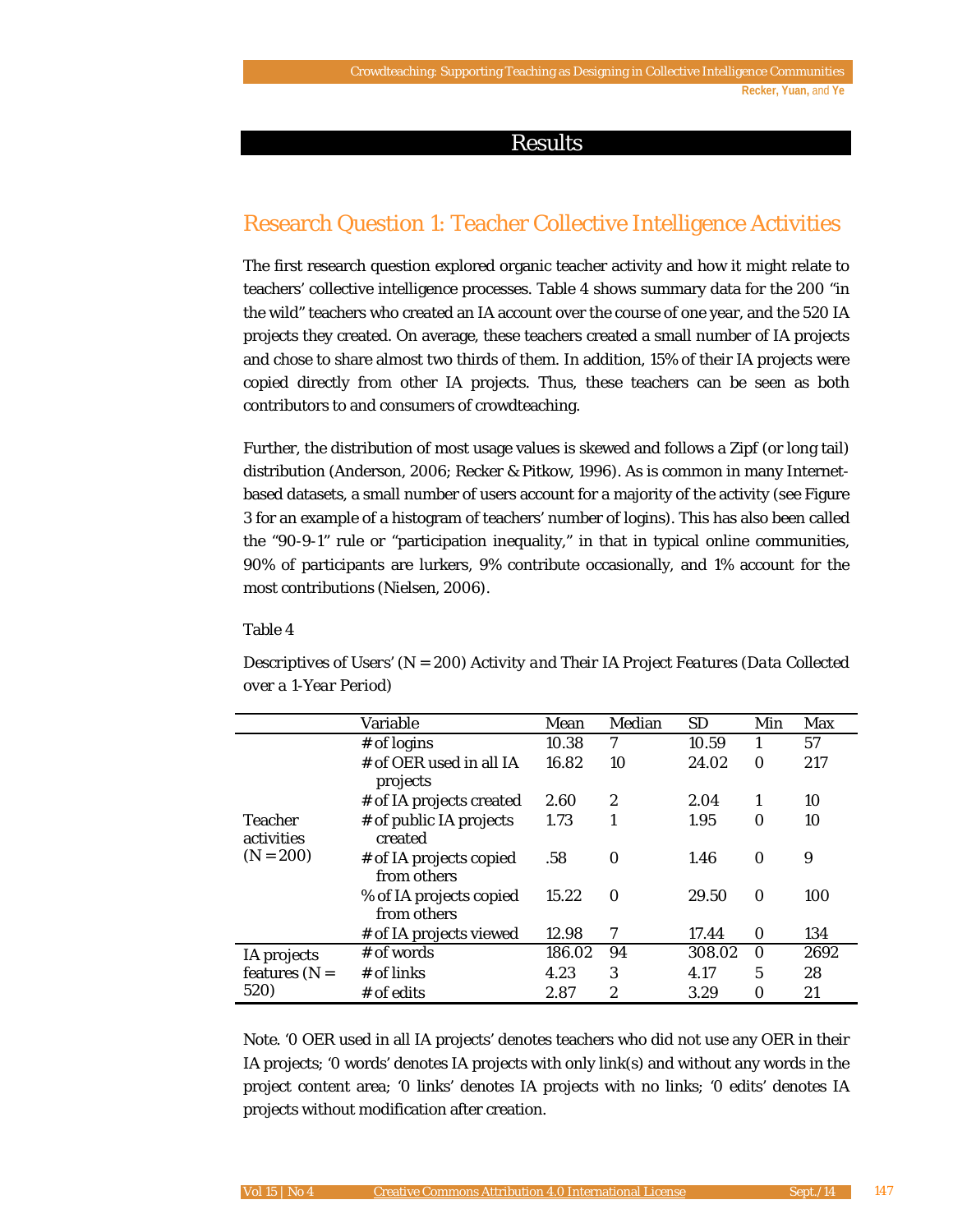# Results

## Research Question 1: Teacher Collective Intelligence Activities

The first research question explored organic teacher activity and how it might relate to teachers' collective intelligence processes. Table 4 shows summary data for the 200 "in the wild" teachers who created an IA account over the course of one year, and the 520 IA projects they created. On average, these teachers created a small number of IA projects and chose to share almost two thirds of them. In addition, 15% of their IA projects were copied directly from other IA projects. Thus, these teachers can be seen as both contributors to and consumers of crowdteaching.

Further, the distribution of most usage values is skewed and follows a Zipf (or long tail) distribution (Anderson, 2006; Recker & Pitkow, 1996). As is common in many Internet-based datasets, a small number of users account for a majority of the activity (see Figure 3 for an example of a histogram of teachers' number of logins). This has also been called the "90-9-1" rule or "participation inequality," in that in typical online communities, 90% of participants are lurkers, 9% contribute occasionally, and 1% account for the most contributions (Nielsen, 2006).

Table 4

*Descriptives of Users' (N = 200) Activity and Their IA Project Features (Data Collected over a 1-Year Period)*

| | Variable | Mean | Median | SD | Min | Max |
|---|---|---|---|---|---|---|
| Teacher activities (N = 200) | # of logins | 10.38 | 7 | 10.59 | 1 | 57 |
| | # of OER used in all IA projects | 16.82 | 10 | 24.02 | 0 | 217 |
| | # of IA projects created | 2.60 | 2 | 2.04 | 1 | 10 |
| | # of public IA projects created | 1.73 | 1 | 1.95 | 0 | 10 |
| | # of IA projects copied from others | .58 | 0 | 1.46 | 0 | 9 |
| | % of IA projects copied from others | 15.22 | 0 | 29.50 | 0 | 100 |
| | # of IA projects viewed | 12.98 | 7 | 17.44 | 0 | 134 |
| IA projects features (N = 520) | # of words | 186.02 | 94 | 308.02 | 0 | 2692 |
| | # of links | 4.23 | 3 | 4.17 | 5 | 28 |
| | # of edits | 2.87 | 2 | 3.29 | 0 | 21 |

Note. '0 OER used in all IA projects' denotes teachers who did not use any OER in their IA projects; '0 words' denotes IA projects with only link(s) and without any words in the project content area; '0 links' denotes IA projects with no links; '0 edits' denotes IA projects without modification after creation.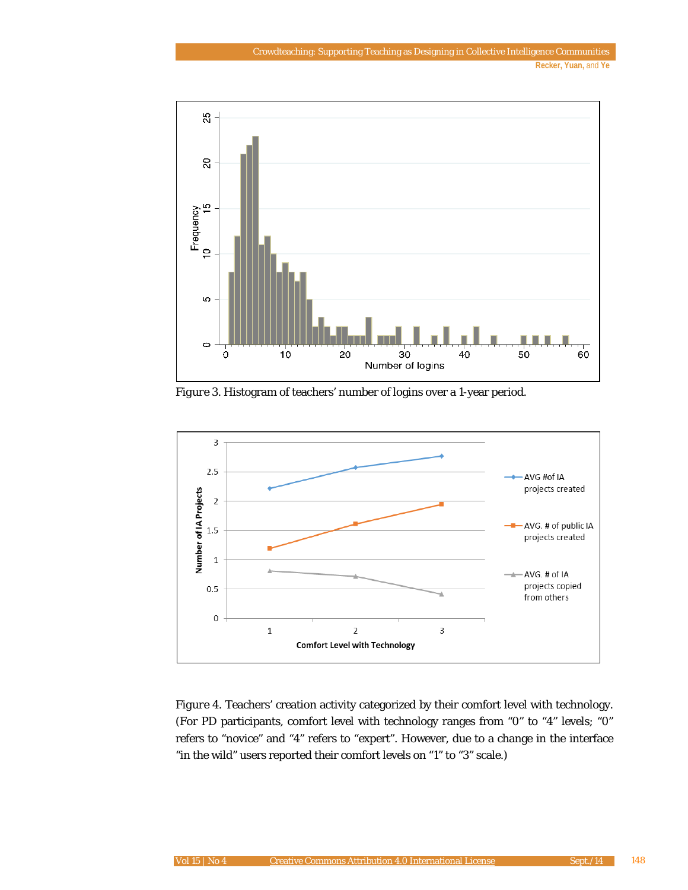Figure 3. Histogram of teachers' number of logins over a 1-year period.

Figure 4. Teachers' creation activity categorized by their comfort level with technology. (For PD participants, comfort level with technology ranges from "0" to "4" levels; "0" refers to "novice" and "4" refers to "expert". However, due to a change in the interface "in the wild" users reported their comfort levels on "1" to "3" scale.)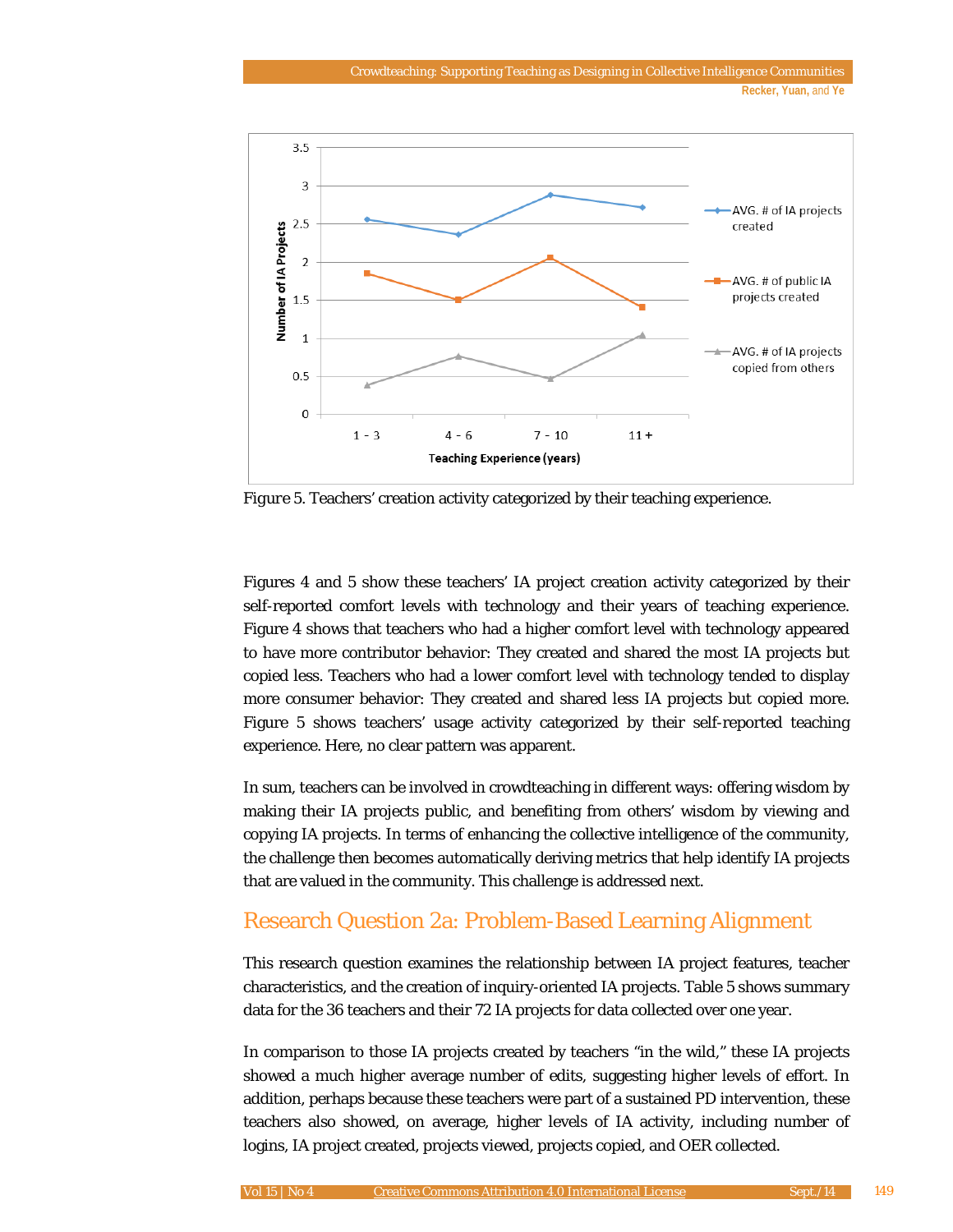Figure 5. Teachers' creation activity categorized by their teaching experience.

Figures 4 and 5 show these teachers' IA project creation activity categorized by their self-reported comfort levels with technology and their years of teaching experience. Figure 4 shows that teachers who had a higher comfort level with technology appeared to have more contributor behavior: They created and shared the most IA projects but copied less. Teachers who had a lower comfort level with technology tended to display more consumer behavior: They created and shared less IA projects but copied more. Figure 5 shows teachers' usage activity categorized by their self-reported teaching experience. Here, no clear pattern was apparent.

In sum, teachers can be involved in crowdteaching in different ways: offering wisdom by making their IA projects public, and benefiting from others' wisdom by viewing and copying IA projects. In terms of enhancing the collective intelligence of the community, the challenge then becomes automatically deriving metrics that help identify IA projects that are valued in the community. This challenge is addressed next.

## Research Question 2a: Problem-Based Learning Alignment

This research question examines the relationship between IA project features, teacher characteristics, and the creation of inquiry-oriented IA projects. Table 5 shows summary data for the 36 teachers and their 72 IA projects for data collected over one year.

In comparison to those IA projects created by teachers "in the wild," these IA projects showed a much higher average number of edits, suggesting higher levels of effort. In addition, perhaps because these teachers were part of a sustained PD intervention, these teachers also showed, on average, higher levels of IA activity, including number of logins, IA project created, projects viewed, projects copied, and OER collected.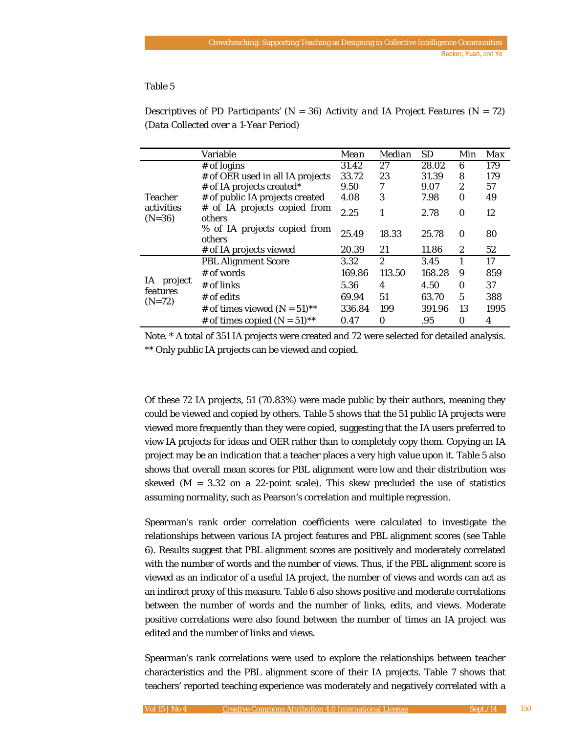Table 5

*Descriptives of PD Participants' (N = 36) Activity and IA Project Features (N = 72) (Data Collected over a 1-Year Period)*

| | Variable | Mean | Median | SD | Min | Max |
|---|---|---|---|---|---|---|
| Teacher activities (N=36) | # of logins | 31.42 | 27 | 28.02 | 6 | 179 |
| | # of OER used in all IA projects | 33.72 | 23 | 31.39 | 8 | 179 |
| | # of IA projects created* | 9.50 | 7 | 9.07 | 2 | 57 |
| | # of public IA projects created | 4.08 | 3 | 7.98 | 0 | 49 |
| | # of IA projects copied from others | 2.25 | 1 | 2.78 | 0 | 12 |
| | % of IA projects copied from others | 25.49 | 18.33 | 25.78 | 0 | 80 |
| | # of IA projects viewed | 20.39 | 21 | 11.86 | 2 | 52 |
| IA project features (N=72) | PBL Alignment Score | 3.32 | 2 | 3.45 | 1 | 17 |
| | # of words | 169.86 | 113.50 | 168.28 | 9 | 859 |
| | # of links | 5.36 | 4 | 4.50 | 0 | 37 |
| | # of edits | 69.94 | 51 | 63.70 | 5 | 388 |
| | # of times viewed (N = 51)** | 336.84 | 199 | 391.96 | 13 | 1995 |
| | # of times copied (N = 51)** | 0.47 | 0 | .95 | 0 | 4 |

Note. * A total of 351 IA projects were created and 72 were selected for detailed analysis. ** Only public IA projects can be viewed and copied.

Of these 72 IA projects, 51 (70.83%) were made public by their authors, meaning they could be viewed and copied by others. Table 5 shows that the 51 public IA projects were viewed more frequently than they were copied, suggesting that the IA users preferred to view IA projects for ideas and OER rather than to completely copy them. Copying an IA project may be an indication that a teacher places a very high value upon it. Table 5 also shows that overall mean scores for PBL alignment were low and their distribution was skewed ($M = 3.32$ on a 22-point scale). This skew precluded the use of statistics assuming normality, such as Pearson's correlation and multiple regression.

Spearman's rank order correlation coefficients were calculated to investigate the relationships between various IA project features and PBL alignment scores (see Table 6). Results suggest that PBL alignment scores are positively and moderately correlated with the number of words and the number of views. Thus, if the PBL alignment score is viewed as an indicator of a useful IA project, the number of views and words can act as an indirect proxy of this measure. Table 6 also shows positive and moderate correlations between the number of words and the number of links, edits, and views. Moderate positive correlations were also found between the number of times an IA project was edited and the number of links and views.

Spearman's rank correlations were used to explore the relationships between teacher characteristics and the PBL alignment score of their IA projects. Table 7 shows that teachers' reported teaching experience was moderately and negatively correlated with a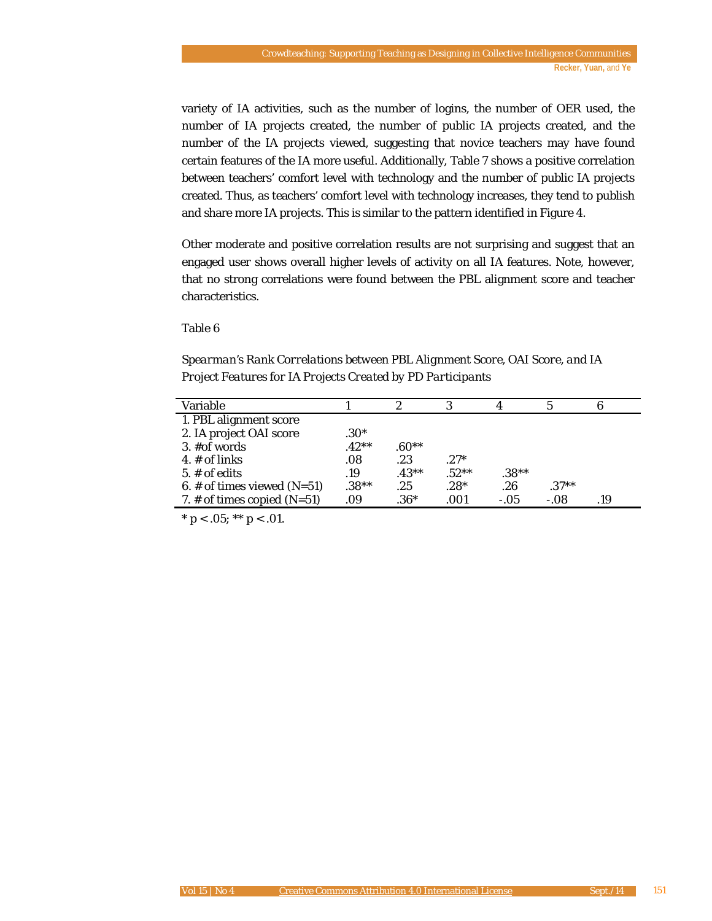variety of IA activities, such as the number of logins, the number of OER used, the number of IA projects created, the number of public IA projects created, and the number of the IA projects viewed, suggesting that novice teachers may have found certain features of the IA more useful. Additionally, Table 7 shows a positive correlation between teachers' comfort level with technology and the number of public IA projects created. Thus, as teachers' comfort level with technology increases, they tend to publish and share more IA projects. This is similar to the pattern identified in Figure 4.

Other moderate and positive correlation results are not surprising and suggest that an engaged user shows overall higher levels of activity on all IA features. Note, however, that no strong correlations were found between the PBL alignment score and teacher characteristics.

Table 6

*Spearman's Rank Correlations between PBL Alignment Score, OAI Score, and IA Project Features for IA Projects Created by PD Participants*

| Variable | 1 | 2 | 3 | 4 | 5 | 6 |
|---|---|---|---|---|---|---|
| 1. PBL alignment score | | | | | | |
| 2. IA project OAI score | .30* | | | | | |
| 3. #of words | .42** | .60** | | | | |
| 4. # of links | .08 | .23 | .27* | | | |
| 5. # of edits | .19 | .43** | .52** | .38** | | |
| 6. # of times viewed (N=51) | .38** | .25 | .28* | .26 | .37** | |
| 7. # of times copied (N=51) | .09 | .36* | .001 | -.05 | -.08 | .19 |

\* $p < .05$; ** $p < .01$.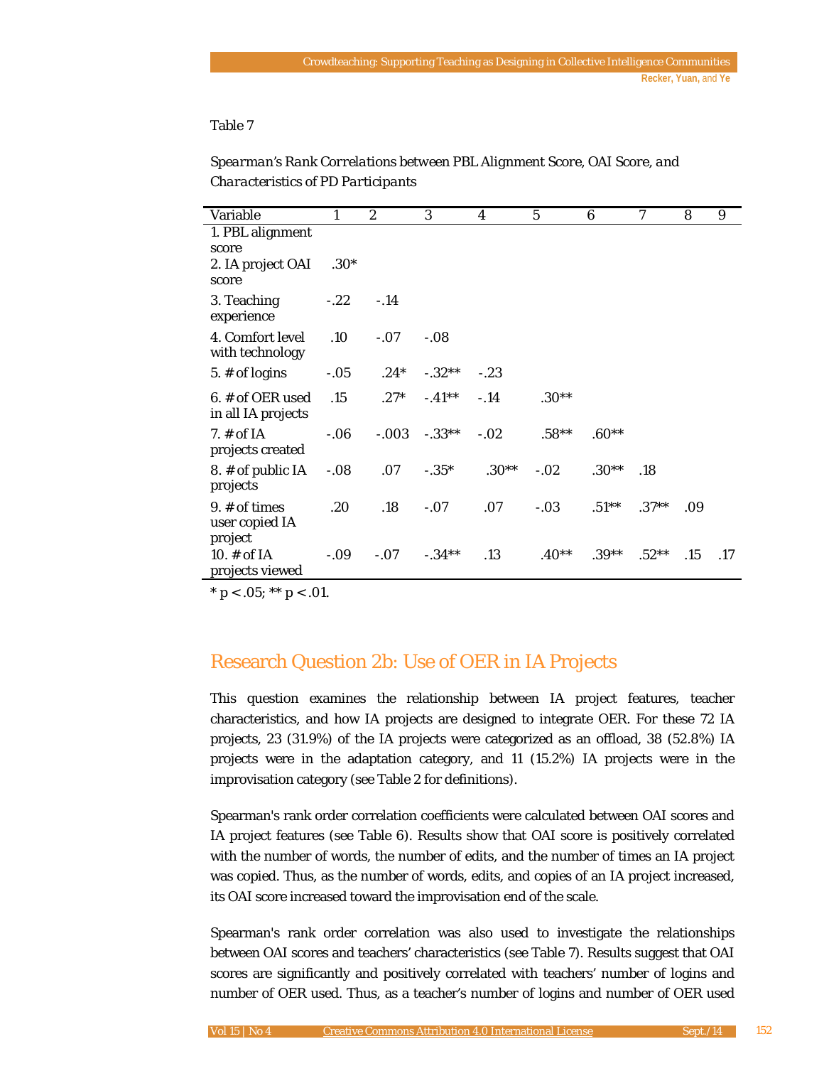Table 7

*Spearman's Rank Correlations between PBL Alignment Score, OAI Score, and Characteristics of PD Participants*

| Variable | 1 | 2 | 3 | 4 | 5 | 6 | 7 | 8 | 9 |
|---|---|---|---|---|---|---|---|---|---|
| 1. PBL alignment score | | | | | | | | | |
| 2. IA project OAI score | .30* | | | | | | | | |
| 3. Teaching experience | -.22 | -.14 | | | | | | | |
| 4. Comfort level with technology | .10 | -.07 | -.08 | | | | | | |
| 5. # of logins | -.05 | .24* | -.32** | -.23 | | | | | |
| 6. # of OER used in all IA projects | .15 | .27* | -.41** | -.14 | .30** | | | | |
| 7. # of IA projects created | -.06 | -.003 | -.33** | -.02 | .58** | .60** | | | |
| 8. # of public IA projects | -.08 | .07 | -.35* | .30** | -.02 | .30** | .18 | | |
| 9. # of times user copied IA project | .20 | .18 | -.07 | .07 | -.03 | .51** | .37** | .09 | |
| 10. # of IA projects viewed | -.09 | -.07 | -.34** | .13 | .40** | .39** | .52** | .15 | .17 |

\* $p < .05$; ** $p < .01$.

## Research Question 2b: Use of OER in IA Projects

This question examines the relationship between IA project features, teacher characteristics, and how IA projects are designed to integrate OER. For these 72 IA projects, 23 (31.9%) of the IA projects were categorized as an offload, 38 (52.8%) IA projects were in the adaptation category, and 11 (15.2%) IA projects were in the improvisation category (see Table 2 for definitions).

Spearman's rank order correlation coefficients were calculated between OAI scores and IA project features (see Table 6). Results show that OAI score is positively correlated with the number of words, the number of edits, and the number of times an IA project was copied. Thus, as the number of words, edits, and copies of an IA project increased, its OAI score increased toward the improvisation end of the scale.

Spearman's rank order correlation was also used to investigate the relationships between OAI scores and teachers' characteristics (see Table 7). Results suggest that OAI scores are significantly and positively correlated with teachers' number of logins and number of OER used. Thus, as a teacher's number of logins and number of OER used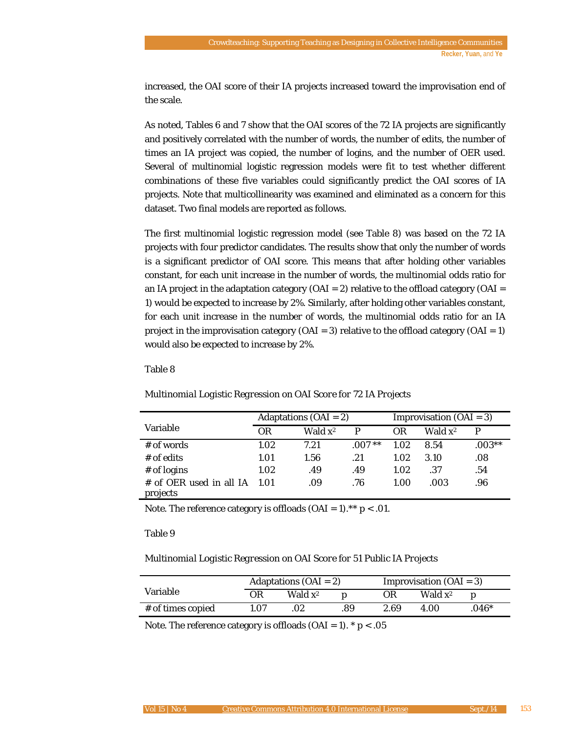increased, the OAI score of their IA projects increased toward the improvisation end of the scale.

As noted, Tables 6 and 7 show that the OAI scores of the 72 IA projects are significantly and positively correlated with the number of words, the number of edits, the number of times an IA project was copied, the number of logins, and the number of OER used. Several of multinomial logistic regression models were fit to test whether different combinations of these five variables could significantly predict the OAI scores of IA projects. Note that multicollinearity was examined and eliminated as a concern for this dataset. Two final models are reported as follows.

The first multinomial logistic regression model (see Table 8) was based on the 72 IA projects with four predictor candidates. The results show that only the number of words is a significant predictor of OAI score. This means that after holding other variables constant, for each unit increase in the number of words, the multinomial odds ratio for an IA project in the adaptation category (OAI = 2) relative to the offload category (OAI = 1) would be expected to increase by 2%. Similarly, after holding other variables constant, for each unit increase in the number of words, the multinomial odds ratio for an IA project in the improvisation category (OAI = 3) relative to the offload category (OAI = 1) would also be expected to increase by 2%.

Table 8

*Multinomial Logistic Regression on OAI Score for 72 IA Projects*

| Variable | Adaptations (OAI = 2) | | | Improvisation (OAI = 3) | | |
|---|---|---|---|---|---|---|
| | OR | Wald $x^2$ | P | OR | Wald $x^2$ | P |
| # of words | 1.02 | 7.21 | .007 ** | 1.02 | 8.54 | .003** |
| # of edits | 1.01 | 1.56 | .21 | 1.02 | 3.10 | .08 |
| # of logins | 1.02 | .49 | .49 | 1.02 | .37 | .54 |
| # of OER used in all IA projects | 1.01 | .09 | .76 | 1.00 | .003 | .96 |

Note. The reference category is offloads (OAI = 1).** $p < .01$.

Table 9

*Multinomial Logistic Regression on OAI Score for 51 Public IA Projects*

| Variable | Adaptations (OAI = 2) | | | Improvisation (OAI = 3) | | |
|---|---|---|---|---|---|---|
| | OR | Wald $x^2$ | p | OR | Wald $x^2$ | p |
| # of times copied | 1.07 | .02 | .89 | 2.69 | 4.00 | .046* |

Note. The reference category is offloads (OAI = 1). * $p < .05$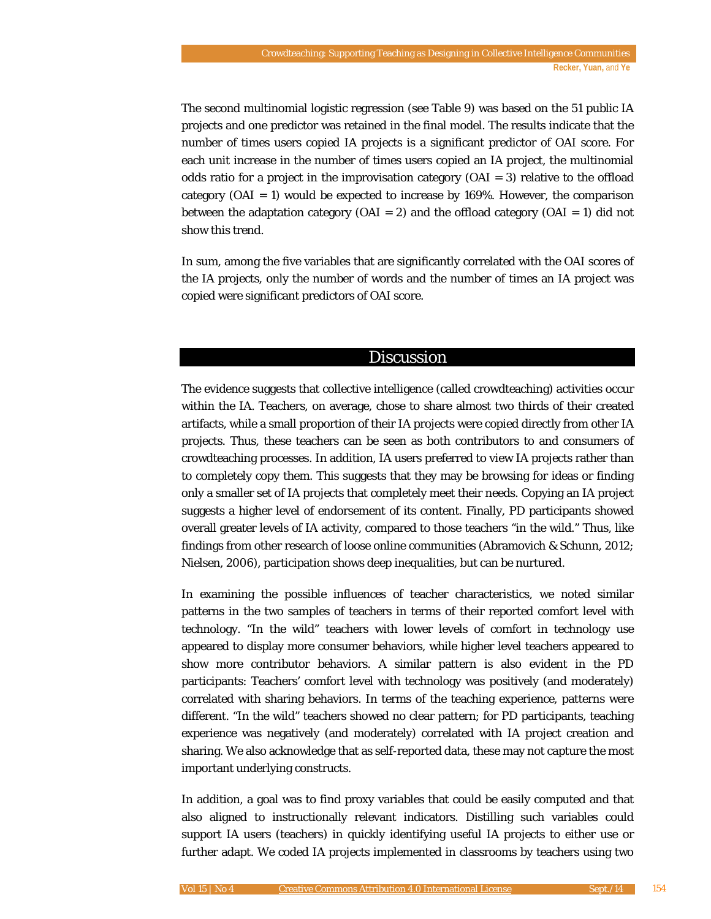The second multinomial logistic regression (see Table 9) was based on the 51 public IA projects and one predictor was retained in the final model. The results indicate that the number of times users copied IA projects is a significant predictor of OAI score. For each unit increase in the number of times users copied an IA project, the multinomial odds ratio for a project in the improvisation category (OAI = 3) relative to the offload category (OAI = 1) would be expected to increase by 169%. However, the comparison between the adaptation category (OAI = 2) and the offload category (OAI = 1) did not show this trend.

In sum, among the five variables that are significantly correlated with the OAI scores of the IA projects, only the number of words and the number of times an IA project was copied were significant predictors of OAI score.

## Discussion

The evidence suggests that collective intelligence (called crowdteaching) activities occur within the IA. Teachers, on average, chose to share almost two thirds of their created artifacts, while a small proportion of their IA projects were copied directly from other IA projects. Thus, these teachers can be seen as both contributors to and consumers of crowdteaching processes. In addition, IA users preferred to view IA projects rather than to completely copy them. This suggests that they may be browsing for ideas or finding only a smaller set of IA projects that completely meet their needs. Copying an IA project suggests a higher level of endorsement of its content. Finally, PD participants showed overall greater levels of IA activity, compared to those teachers "in the wild." Thus, like findings from other research of loose online communities (Abramovich & Schunn, 2012; Nielsen, 2006), participation shows deep inequalities, but can be nurtured.

In examining the possible influences of teacher characteristics, we noted similar patterns in the two samples of teachers in terms of their reported comfort level with technology. "In the wild" teachers with lower levels of comfort in technology use appeared to display more consumer behaviors, while higher level teachers appeared to show more contributor behaviors. A similar pattern is also evident in the PD participants: Teachers' comfort level with technology was positively (and moderately) correlated with sharing behaviors. In terms of the teaching experience, patterns were different. "In the wild" teachers showed no clear pattern; for PD participants, teaching experience was negatively (and moderately) correlated with IA project creation and sharing. We also acknowledge that as self-reported data, these may not capture the most important underlying constructs.

In addition, a goal was to find proxy variables that could be easily computed and that also aligned to instructionally relevant indicators. Distilling such variables could support IA users (teachers) in quickly identifying useful IA projects to either use or further adapt. We coded IA projects implemented in classrooms by teachers using two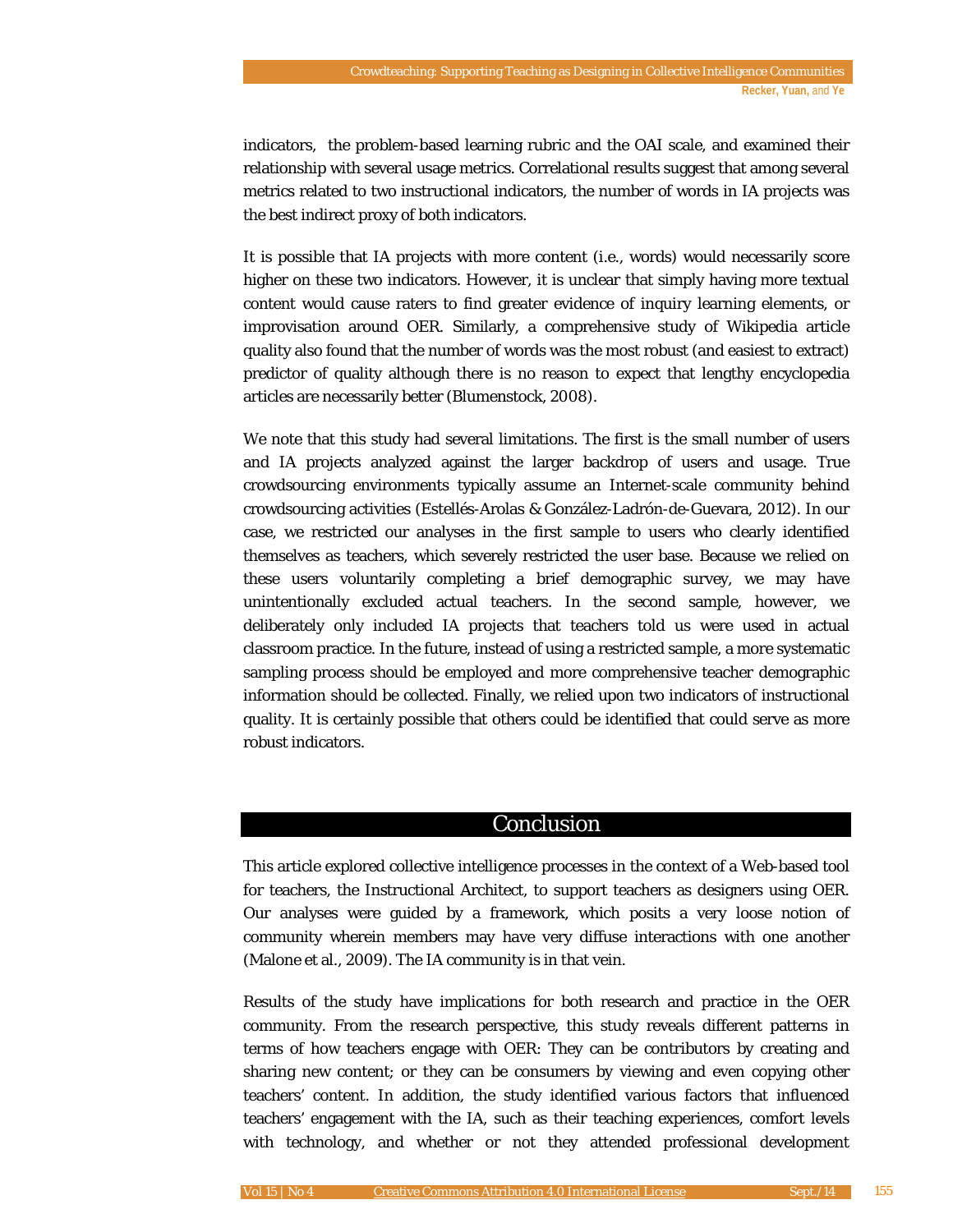indicators, the problem-based learning rubric and the OAI scale, and examined their relationship with several usage metrics. Correlational results suggest that among several metrics related to two instructional indicators, the number of words in IA projects was the best indirect proxy of both indicators.

It is possible that IA projects with more content (i.e., words) would necessarily score higher on these two indicators. However, it is unclear that simply having more textual content would cause raters to find greater evidence of inquiry learning elements, or improvisation around OER. Similarly, a comprehensive study of Wikipedia article quality also found that the number of words was the most robust (and easiest to extract) predictor of quality although there is no reason to expect that lengthy encyclopedia articles are necessarily better (Blumenstock, 2008).

We note that this study had several limitations. The first is the small number of users and IA projects analyzed against the larger backdrop of users and usage. True crowdsourcing environments typically assume an Internet-scale community behind crowdsourcing activities (Estellés-Arolas & González-Ladrón-de-Guevara, 2012). In our case, we restricted our analyses in the first sample to users who clearly identified themselves as teachers, which severely restricted the user base. Because we relied on these users voluntarily completing a brief demographic survey, we may have unintentionally excluded actual teachers. In the second sample, however, we deliberately only included IA projects that teachers told us were used in actual classroom practice. In the future, instead of using a restricted sample, a more systematic sampling process should be employed and more comprehensive teacher demographic information should be collected. Finally, we relied upon two indicators of instructional quality. It is certainly possible that others could be identified that could serve as more robust indicators.

# Conclusion

This article explored collective intelligence processes in the context of a Web-based tool for teachers, the Instructional Architect, to support teachers as designers using OER. Our analyses were guided by a framework, which posits a very loose notion of community wherein members may have very diffuse interactions with one another (Malone et al., 2009). The IA community is in that vein.

Results of the study have implications for both research and practice in the OER community. From the research perspective, this study reveals different patterns in terms of how teachers engage with OER: They can be contributors by creating and sharing new content; or they can be consumers by viewing and even copying other teachers' content. In addition, the study identified various factors that influenced teachers' engagement with the IA, such as their teaching experiences, comfort levels with technology, and whether or not they attended professional development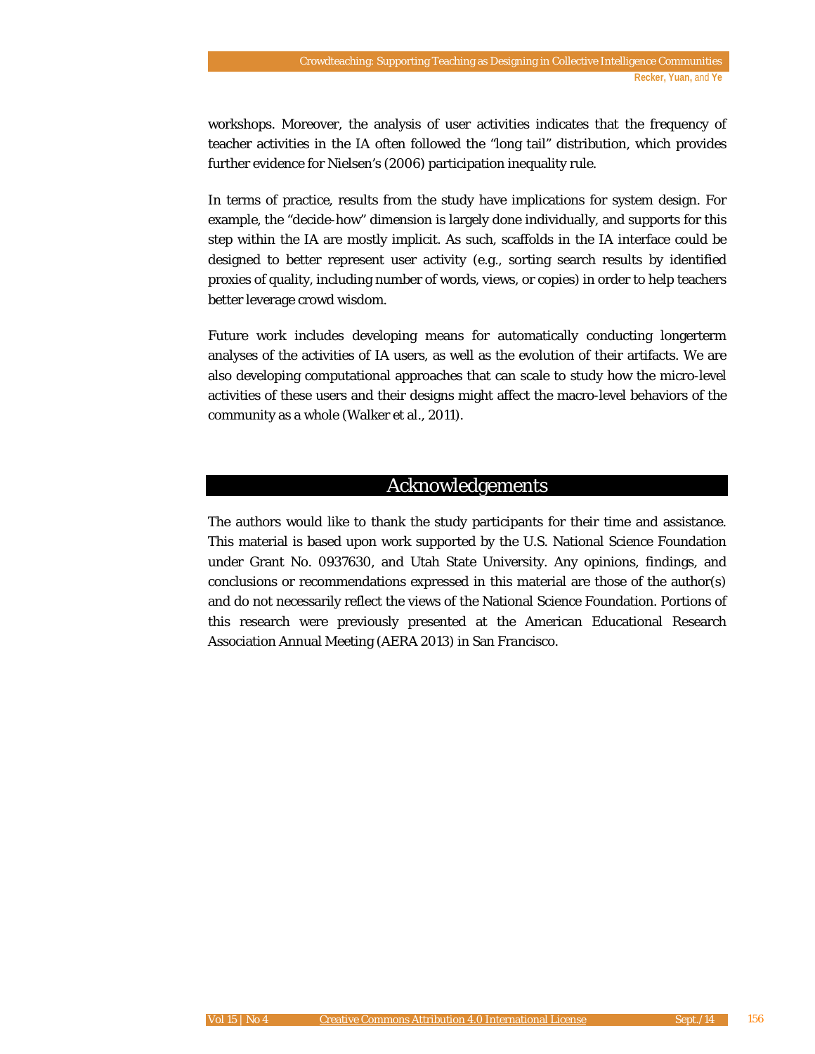workshops. Moreover, the analysis of user activities indicates that the frequency of teacher activities in the IA often followed the "long tail" distribution, which provides further evidence for Nielsen's (2006) participation inequality rule.

In terms of practice, results from the study have implications for system design. For example, the "decide-how" dimension is largely done individually, and supports for this step within the IA are mostly implicit. As such, scaffolds in the IA interface could be designed to better represent user activity (e.g., sorting search results by identified proxies of quality, including number of words, views, or copies) in order to help teachers better leverage crowd wisdom.

Future work includes developing means for automatically conducting longerterm analyses of the activities of IA users, as well as the evolution of their artifacts. We are also developing computational approaches that can scale to study how the micro-level activities of these users and their designs might affect the macro-level behaviors of the community as a whole (Walker et al., 2011).

## Acknowledgements

The authors would like to thank the study participants for their time and assistance. This material is based upon work supported by the U.S. National Science Foundation under Grant No. 0937630, and Utah State University. Any opinions, findings, and conclusions or recommendations expressed in this material are those of the author(s) and do not necessarily reflect the views of the National Science Foundation. Portions of this research were previously presented at the American Educational Research Association Annual Meeting (AERA 2013) in San Francisco.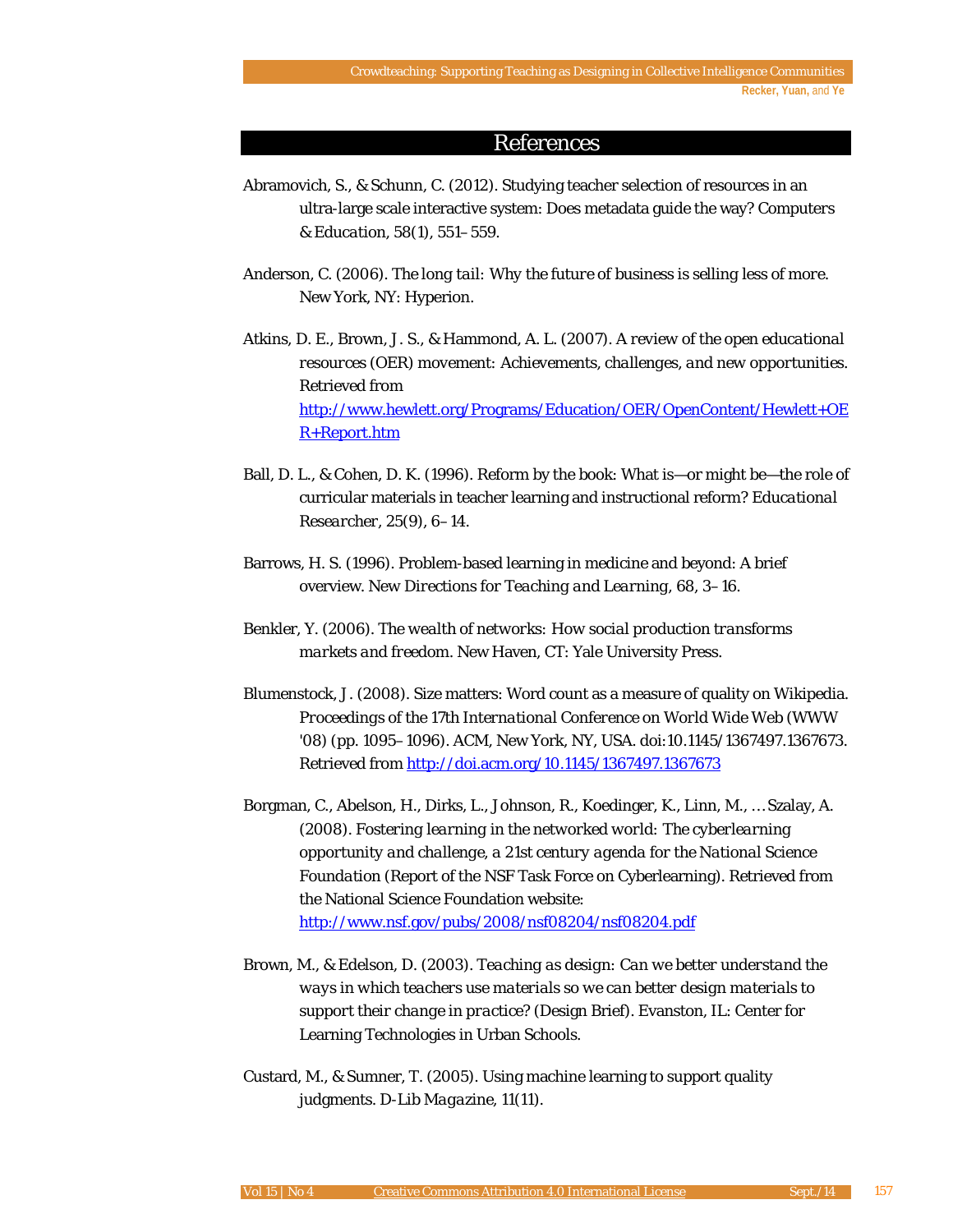# References

Abramovich, S., & Schunn, C. (2012). Studying teacher selection of resources in an ultra-large scale interactive system: Does metadata guide the way? *Computers & Education, 58*(1), 551–559.

Anderson, C. (2006). *The long tail: Why the future of business is selling less of more*. New York, NY: Hyperion.

Atkins, D. E., Brown, J. S., & Hammond, A. L. (2007). *A review of the open educational resources (OER) movement: Achievements, challenges, and new opportunities*. Retrieved from http://www.hewlett.org/Programs/Education/OER/OpenContent/Hewlett+OER+Report.htm

Ball, D. L., & Cohen, D. K. (1996). Reform by the book: What is—or might be—the role of curricular materials in teacher learning and instructional reform? *Educational Researcher, 25*(9), 6–14.

Barrows, H. S. (1996). Problem-based learning in medicine and beyond: A brief overview. *New Directions for Teaching and Learning, 68*, 3–16.

Benkler, Y. (2006). *The wealth of networks: How social production transforms markets and freedom*. New Haven, CT: Yale University Press.

Blumenstock, J. (2008). Size matters: Word count as a measure of quality on Wikipedia. *Proceedings of the 17th International Conference on World Wide Web* (WWW '08) (pp. 1095–1096). ACM, New York, NY, USA. doi:10.1145/1367497.1367673. Retrieved from http://doi.acm.org/10.1145/1367497.1367673

Borgman, C., Abelson, H., Dirks, L., Johnson, R., Koedinger, K., Linn, M., … Szalay, A. (2008). *Fostering learning in the networked world: The cyberlearning opportunity and challenge, a 21st century agenda for the National Science Foundation* (Report of the NSF Task Force on Cyberlearning). Retrieved from the National Science Foundation website: http://www.nsf.gov/pubs/2008/nsf08204/nsf08204.pdf

Brown, M., & Edelson, D. (2003). *Teaching as design: Can we better understand the ways in which teachers use materials so we can better design materials to support their change in practice?* (Design Brief). Evanston, IL: Center for Learning Technologies in Urban Schools.

Custard, M., & Sumner, T. (2005). Using machine learning to support quality judgments. *D-Lib Magazine, 11*(11).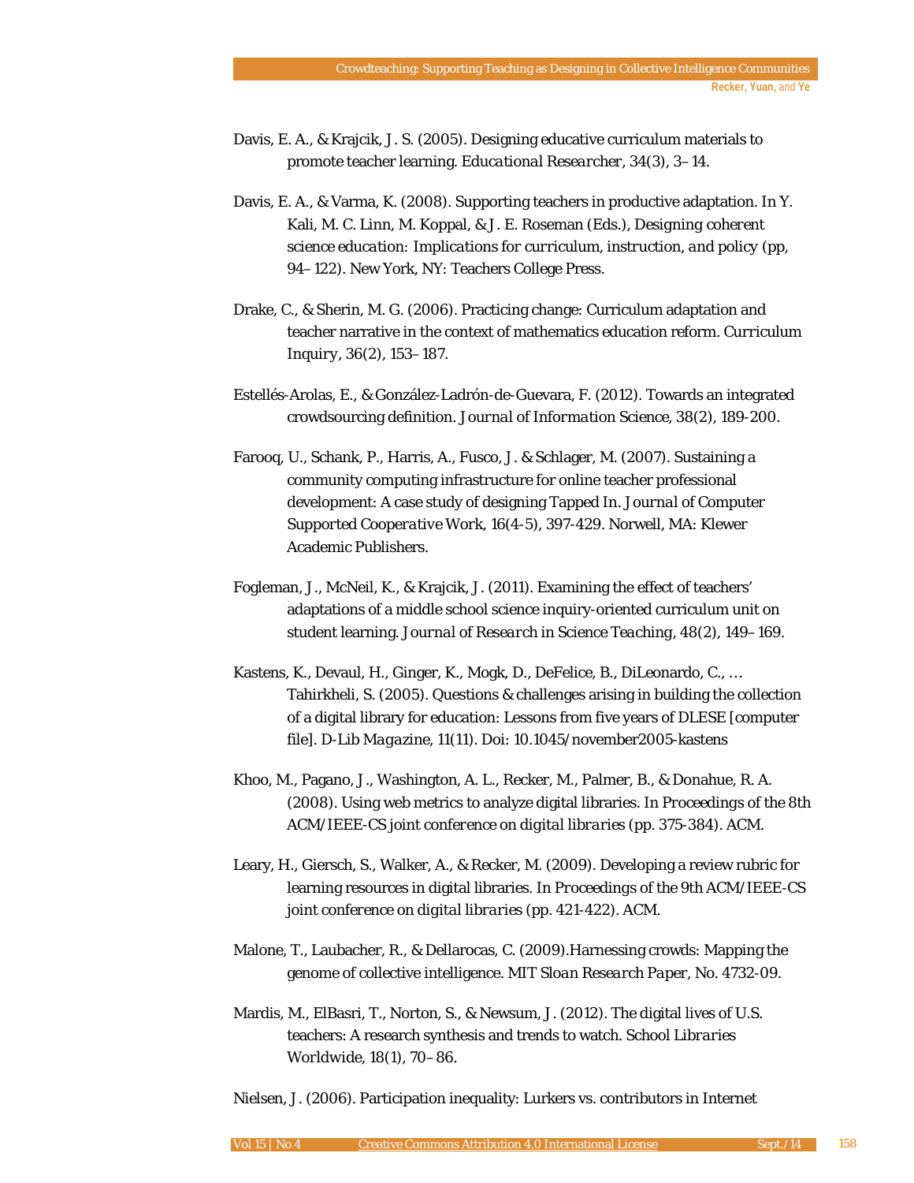Davis, E. A., & Krajcik, J. S. (2005). Designing educative curriculum materials to promote teacher learning. *Educational Researcher*, 34(3), 3–14.

Davis, E. A., & Varma, K. (2008). Supporting teachers in productive adaptation. In Y. Kali, M. C. Linn, M. Koppal, & J. E. Roseman (Eds.), *Designing coherent science education: Implications for curriculum, instruction, and policy* (pp, 94–122). New York, NY: Teachers College Press.

Drake, C., & Sherin, M. G. (2006). Practicing change: Curriculum adaptation and teacher narrative in the context of mathematics education reform. *Curriculum Inquiry*, 36(2), 153–187.

Estellés-Arolas, E., & González-Ladrón-de-Guevara, F. (2012). Towards an integrated crowdsourcing definition. *Journal of Information Science*, 38(2), 189-200.

Farooq, U., Schank, P., Harris, A., Fusco, J. & Schlager, M. (2007). Sustaining a community computing infrastructure for online teacher professional development: A case study of designing Tapped In. *Journal of Computer Supported Cooperative Work*, 16(4-5), 397-429. Norwell, MA: Klewer Academic Publishers.

Fogleman, J., McNeil, K., & Krajcik, J. (2011). Examining the effect of teachers' adaptations of a middle school science inquiry-oriented curriculum unit on student learning. *Journal of Research in Science Teaching*, 48(2), 149–169.

Kastens, K., Devaul, H., Ginger, K., Mogk, D., DeFelice, B., DiLeonardo, C., … Tahirkheli, S. (2005). Questions & challenges arising in building the collection of a digital library for education: Lessons from five years of DLESE [computer file]. *D-Lib Magazine*, 11(11). Doi: 10.1045/november2005-kastens

Khoo, M., Pagano, J., Washington, A. L., Recker, M., Palmer, B., & Donahue, R. A. (2008). Using web metrics to analyze digital libraries. In *Proceedings of the 8th ACM/IEEE-CS joint conference on digital libraries* (pp. 375-384). ACM.

Leary, H., Giersch, S., Walker, A., & Recker, M. (2009). Developing a review rubric for learning resources in digital libraries. In *Proceedings of the 9th ACM/IEEE-CS joint conference on digital libraries* (pp. 421-422). ACM.

Malone, T., Laubacher, R., & Dellarocas, C. (2009).Harnessing crowds: Mapping the genome of collective intelligence. *MIT Sloan Research Paper*, No. 4732-09.

Mardis, M., ElBasri, T., Norton, S., & Newsum, J. (2012). The digital lives of U.S. teachers: A research synthesis and trends to watch. *School Libraries Worldwide*, 18(1), 70–86.

Nielsen, J. (2006). Participation inequality: Lurkers vs. contributors in Internet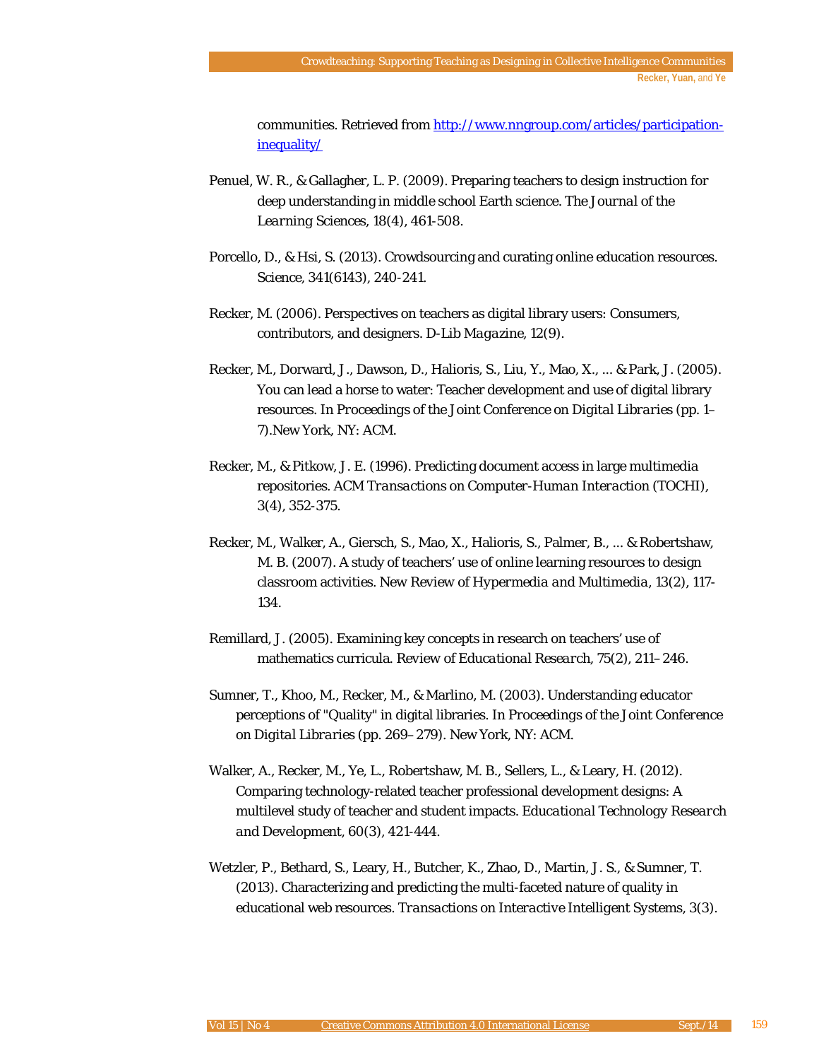communities. Retrieved from http://www.nngroup.com/articles/participation-inequality/

Penuel, W. R., & Gallagher, L. P. (2009). Preparing teachers to design instruction for deep understanding in middle school Earth science. *The Journal of the Learning Sciences, 18*(4), 461-508.

Porcello, D., & Hsi, S. (2013). Crowdsourcing and curating online education resources. *Science, 341*(6143), 240-241.

Recker, M. (2006). Perspectives on teachers as digital library users: Consumers, contributors, and designers. *D-Lib Magazine, 12*(9).

Recker, M., Dorward, J., Dawson, D., Halioris, S., Liu, Y., Mao, X., ... & Park, J. (2005). You can lead a horse to water: Teacher development and use of digital library resources. In *Proceedings of the Joint Conference on Digital Libraries* (pp. 1–7).New York, NY: ACM.

Recker, M., & Pitkow, J. E. (1996). Predicting document access in large multimedia repositories. *ACM Transactions on Computer-Human Interaction (TOCHI), 3*(4), 352-375.

Recker, M., Walker, A., Giersch, S., Mao, X., Halioris, S., Palmer, B., ... & Robertshaw, M. B. (2007). A study of teachers' use of online learning resources to design classroom activities. *New Review of Hypermedia and Multimedia, 13*(2), 117-134.

Remillard, J. (2005). Examining key concepts in research on teachers' use of mathematics curricula. *Review of Educational Research, 75*(2), 211–246.

Sumner, T., Khoo, M., Recker, M., & Marlino, M. (2003). Understanding educator perceptions of "Quality" in digital libraries. In *Proceedings of the Joint Conference on Digital Libraries* (pp. 269–279). New York, NY: ACM.

Walker, A., Recker, M., Ye, L., Robertshaw, M. B., Sellers, L., & Leary, H. (2012). Comparing technology-related teacher professional development designs: A multilevel study of teacher and student impacts. *Educational Technology Research and Development, 60*(3), 421-444.

Wetzler, P., Bethard, S., Leary, H., Butcher, K., Zhao, D., Martin, J. S., & Sumner, T. (2013). Characterizing and predicting the multi-faceted nature of quality in educational web resources. *Transactions on Interactive Intelligent Systems, 3*(3).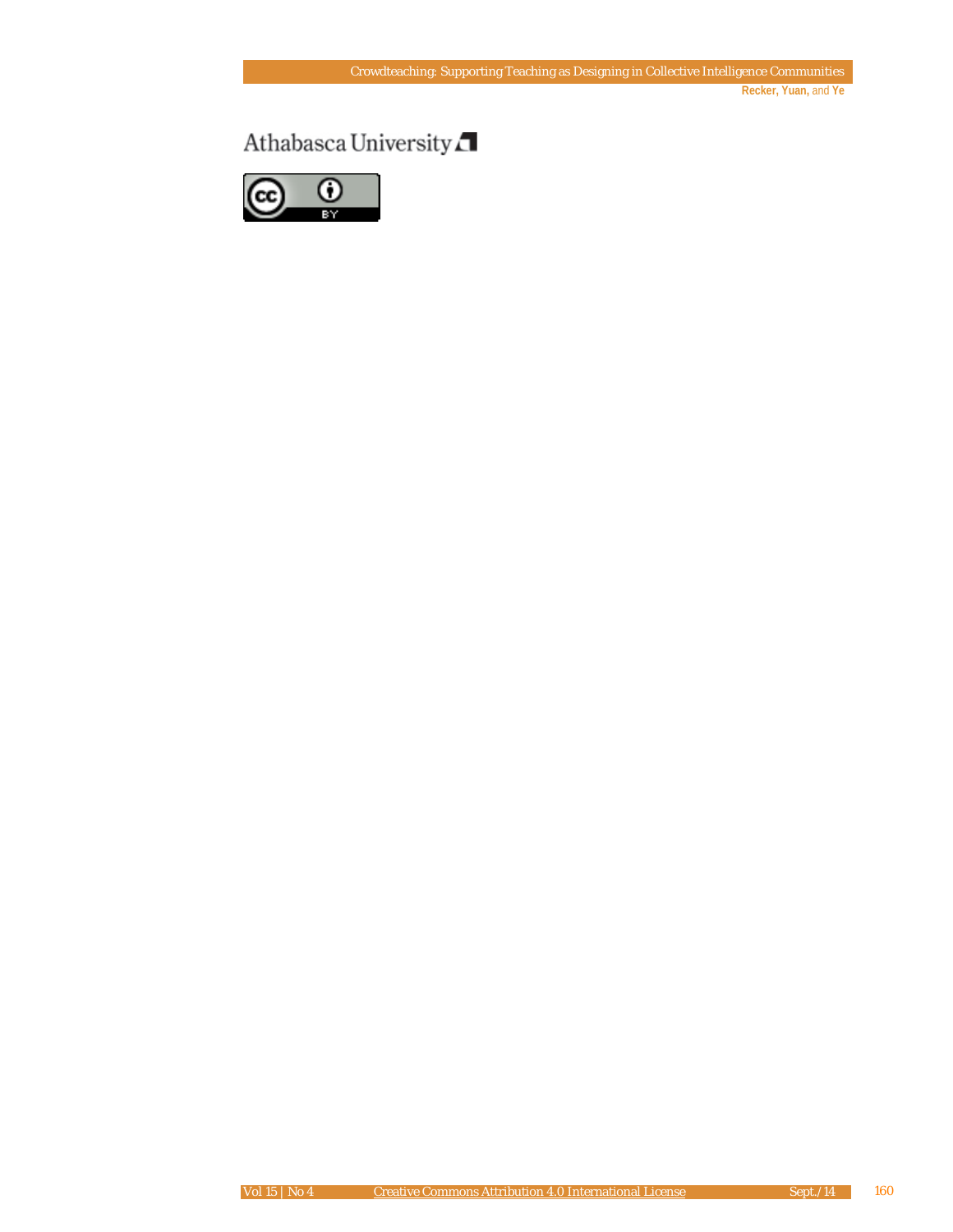Athabasca University